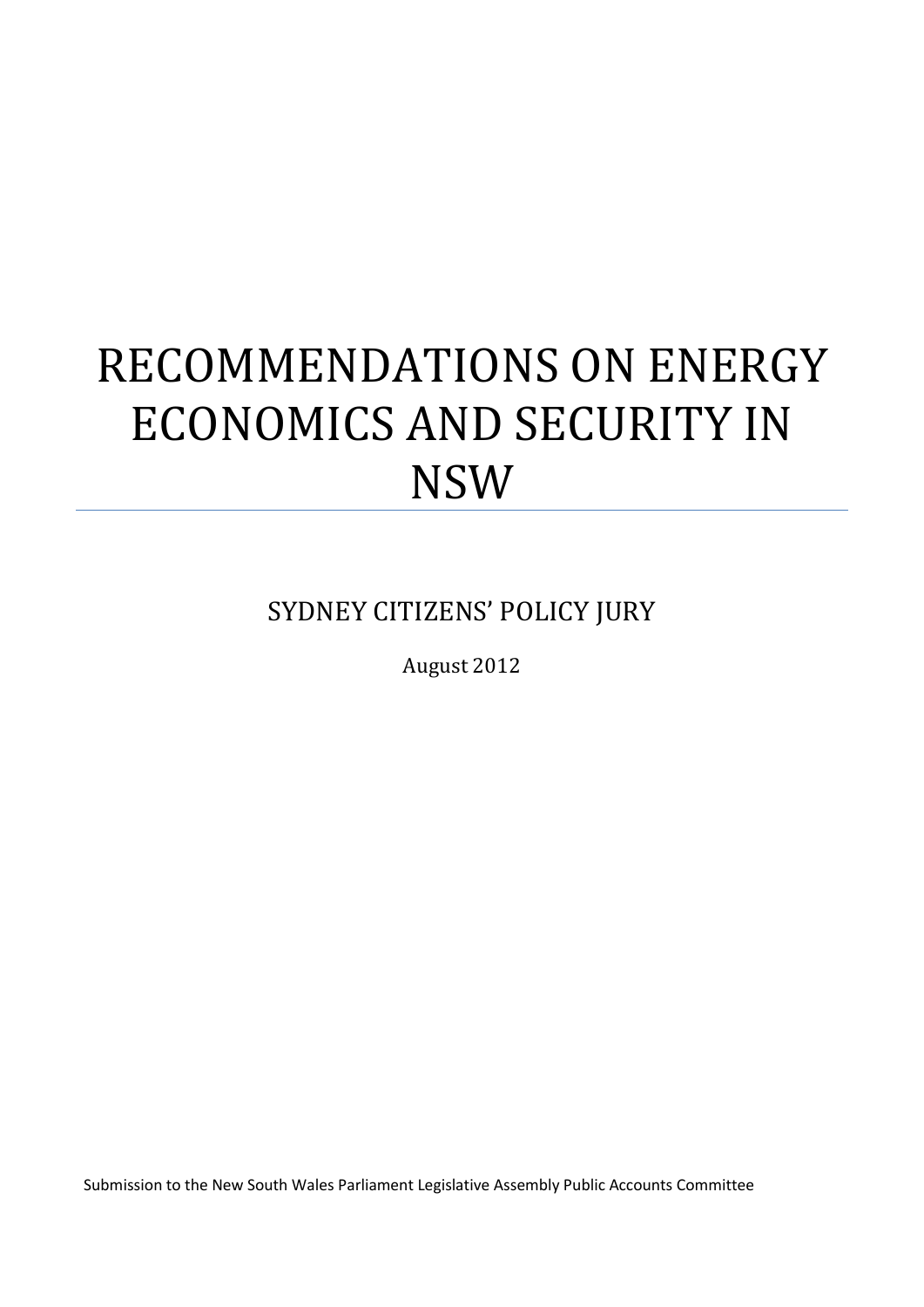# RECOMMENDATIONS ON ENERGY ECONOMICS AND SECURITY IN NSW

SYDNEY CITIZENS' POLICY JURY

August 2012

Submission to the New South Wales Parliament Legislative Assembly Public Accounts Committee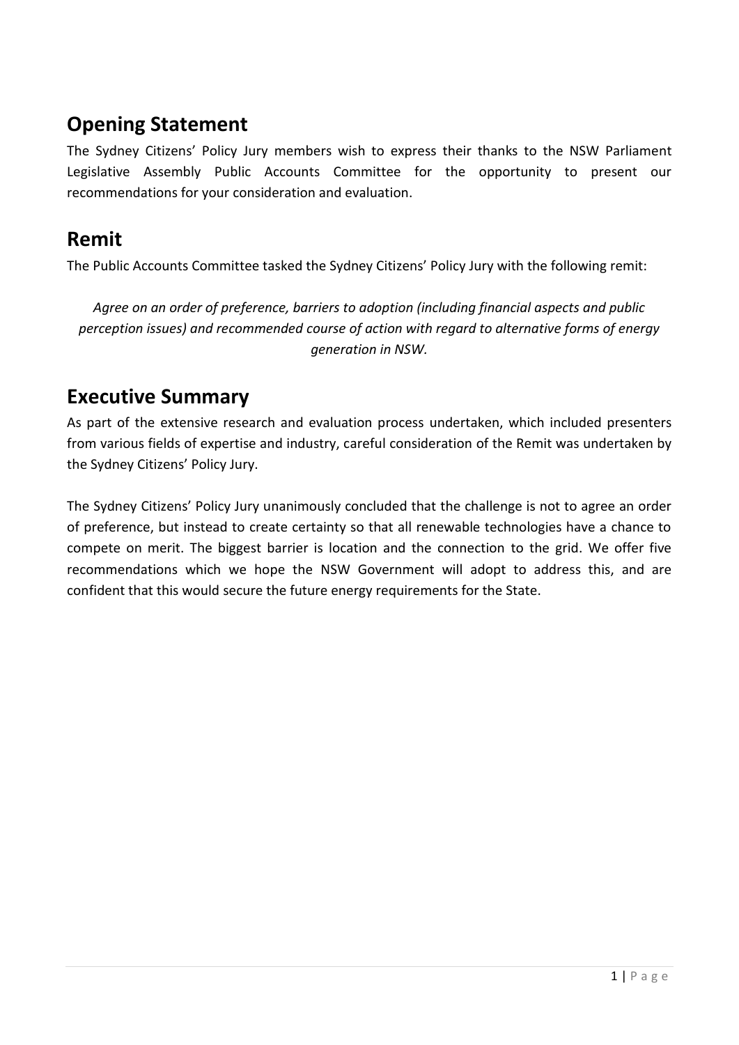## Opening Statement

The Sydney Citizens' Policy Jury members wish to express their thanks to the NSW Parliament Legislative Assembly Public Accounts Committee for the opportunity to present our recommendations for your consideration and evaluation.

## Remit

The Public Accounts Committee tasked the Sydney Citizens' Policy Jury with the following remit:

*Agree on an order of preference, barriers to adoption (including financial aspects and public perception issues) and recommended course of action with regard to alternative forms of energy generation in NSW.*

## Executive Summary

As part of the extensive research and evaluation process undertaken, which included presenters from various fields of expertise and industry, careful consideration of the Remit was undertaken by the Sydney Citizens' Policy Jury.

The Sydney Citizens' Policy Jury unanimously concluded that the challenge is not to agree an order of preference, but instead to create certainty so that all renewable technologies have a chance to compete on merit. The biggest barrier is location and the connection to the grid. We offer five recommendations which we hope the NSW Government will adopt to address this, and are confident that this would secure the future energy requirements for the State.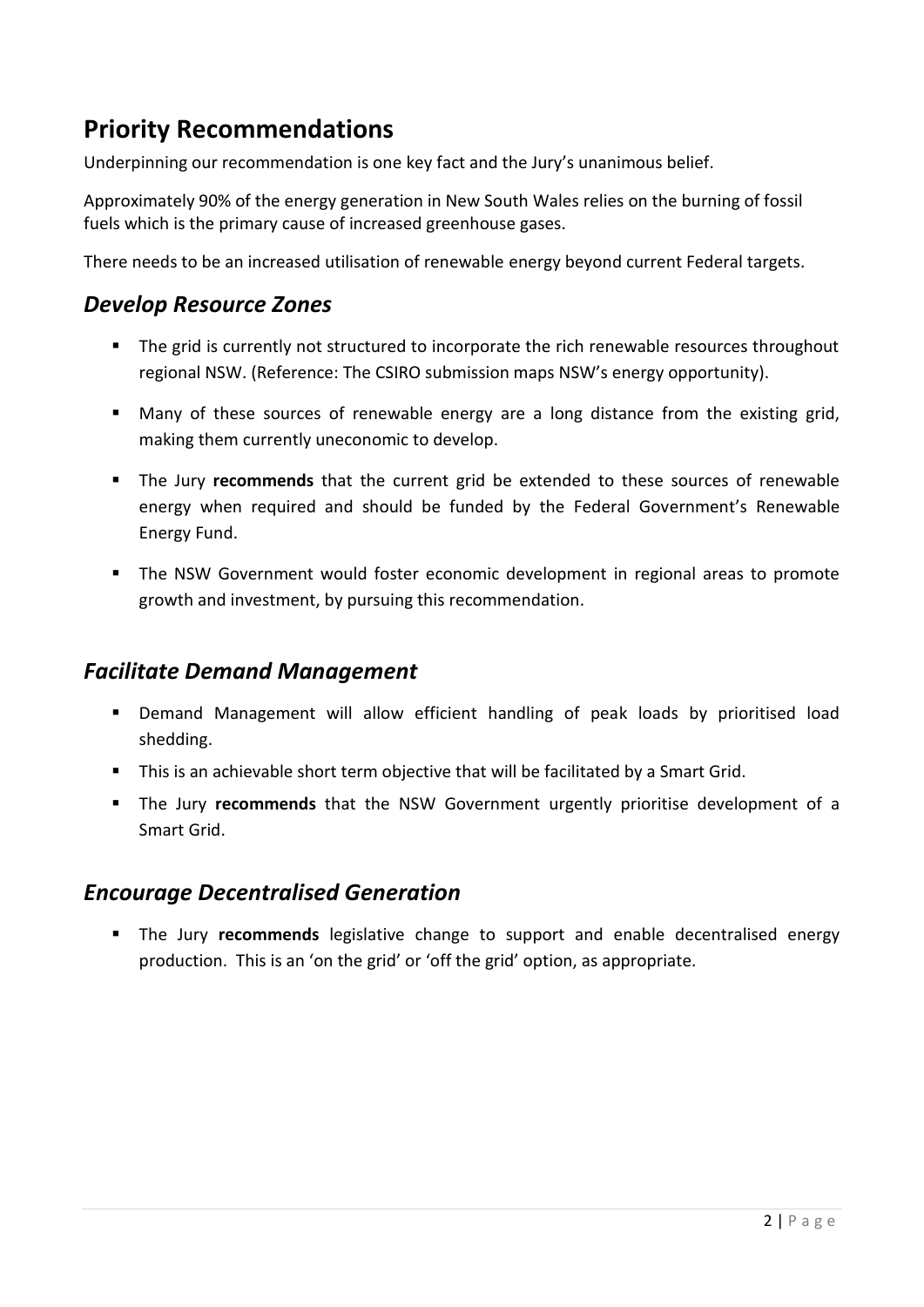## Priority Recommendations

Underpinning our recommendation is one key fact and the Jury's unanimous belief.

Approximately 90% of the energy generation in New South Wales relies on the burning of fossil fuels which is the primary cause of increased greenhouse gases.

There needs to be an increased utilisation of renewable energy beyond current Federal targets.

### *Develop Resource Zones*

- The grid is currently not structured to incorporate the rich renewable resources throughout regional NSW. (Reference: The CSIRO submission maps NSW's energy opportunity).
- Many of these sources of renewable energy are a long distance from the existing grid, making them currently uneconomic to develop.
- The Jury **recommends** that the current grid be extended to these sources of renewable energy when required and should be funded by the Federal Government's Renewable Energy Fund.
- The NSW Government would foster economic development in regional areas to promote growth and investment, by pursuing this recommendation.

### *Facilitate Demand Management*

- Demand Management will allow efficient handling of peak loads by prioritised load shedding.
- This is an achievable short term objective that will be facilitated by a Smart Grid.
- The Jury **recommends** that the NSW Government urgently prioritise development of a Smart Grid.

### *Encourage Decentralised Generation*

- The Jury **recommends** legislative change to support and enable decentralised energy production. This is an 'on the grid' or 'off the grid' option, as appropriate.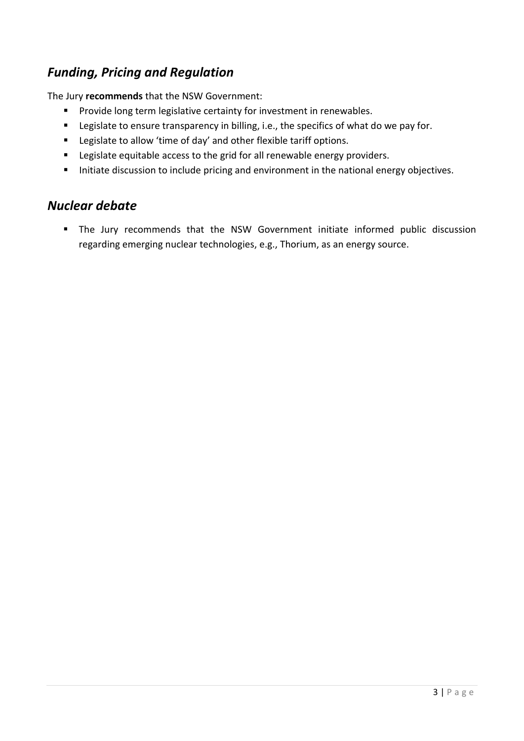## *Funding, Pricing and Regulation*

The Jury **recommends** that the NSW Government:

- Provide long term legislative certainty for investment in renewables.
- Legislate to ensure transparency in billing, i.e., the specifics of what do we pay for.
- Legislate to allow 'time of day' and other flexible tariff options.
- Legislate equitable access to the grid for all renewable energy providers.
- Initiate discussion to include pricing and environment in the national energy objectives.

## *Nuclear debate*

- The Jury recommends that the NSW Government initiate informed public discussion regarding emerging nuclear technologies, e.g., Thorium, as an energy source.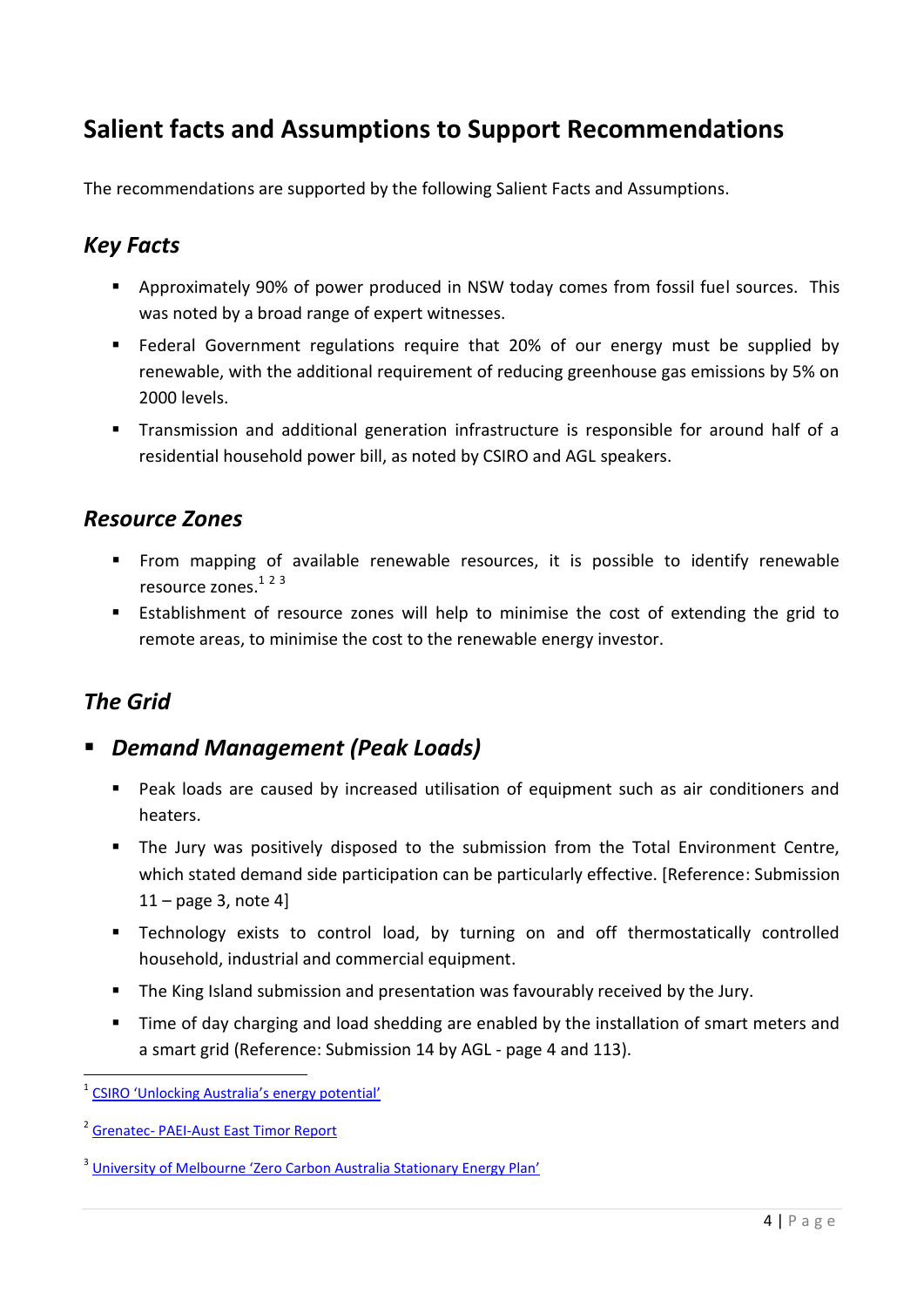# Salient facts and Assumptions to Support Recommendations

The recommendations are supported by the following Salient Facts and Assumptions.

## *Key Facts*

- Approximately 90% of power produced in NSW today comes from fossil fuel sources. This was noted by a broad range of expert witnesses.
- Federal Government regulations require that 20% of our energy must be supplied by renewable, with the additional requirement of reducing greenhouse gas emissions by 5% on 2000 levels.
- Transmission and additional generation infrastructure is responsible for around half of a residential household power bill, as noted by CSIRO and AGL speakers.

## *Resource Zones*

- From mapping of available renewable resources, it is possible to identify renewable resource zones.[1] [2] [3]
- Establishment of resource zones will help to minimise the cost of extending the grid to remote areas, to minimise the cost to the renewable energy investor.

## *The Grid*

- ### *Demand Management (Peak Loads)*
  - Peak loads are caused by increased utilisation of equipment such as air conditioners and heaters.
  - The Jury was positively disposed to the submission from the Total Environment Centre, which stated demand side participation can be particularly effective. [Reference: Submission 11 – page 3, note 4]
  - Technology exists to control load, by turning on and off thermostatically controlled household, industrial and commercial equipment.
  - The King Island submission and presentation was favourably received by the Jury.
  - Time of day charging and load shedding are enabled by the installation of smart meters and a smart grid (Reference: Submission 14 by AGL - page 4 and 113).

---

[1] CSIRO 'Unlocking Australia's energy potential'

[2] Grenatec- PAEI-Aust East Timor Report

[3] University of Melbourne 'Zero Carbon Australia Stationary Energy Plan'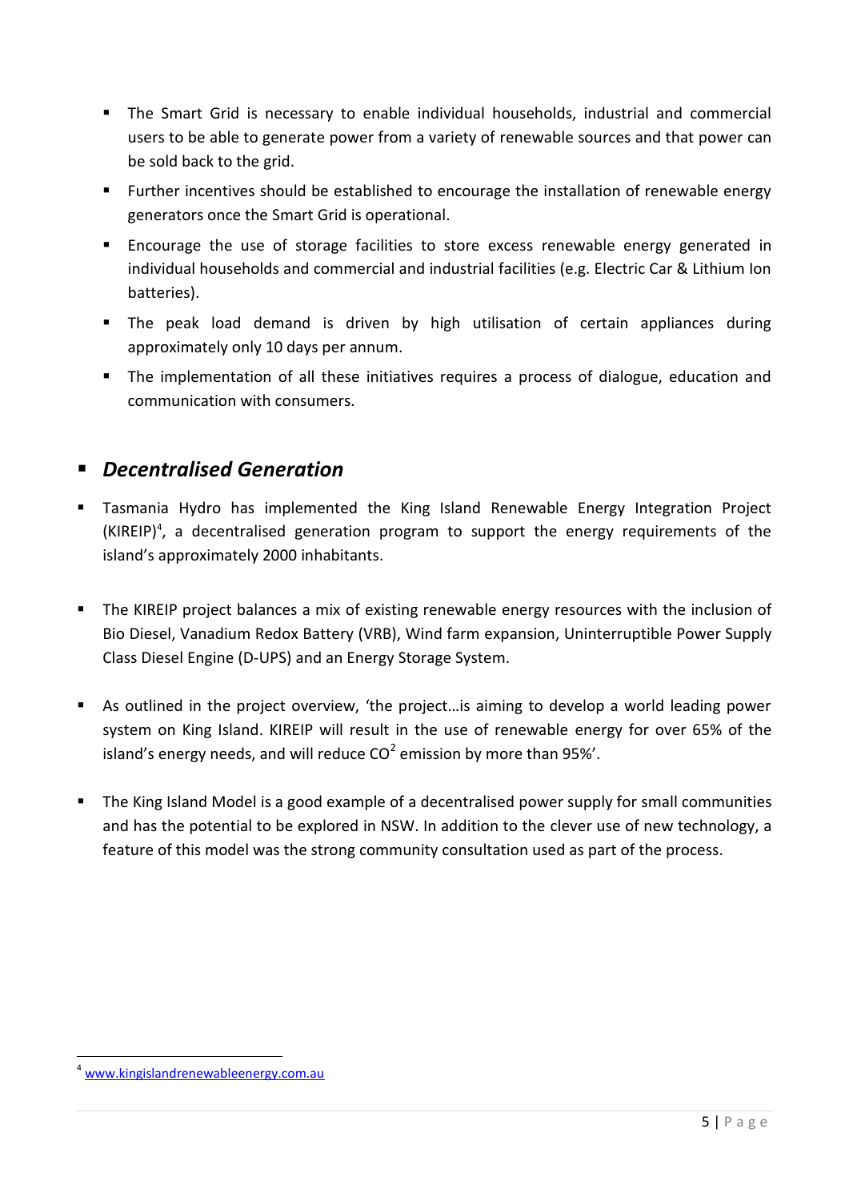- The Smart Grid is necessary to enable individual households, industrial and commercial users to be able to generate power from a variety of renewable sources and that power can be sold back to the grid.
- Further incentives should be established to encourage the installation of renewable energy generators once the Smart Grid is operational.
- Encourage the use of storage facilities to store excess renewable energy generated in individual households and commercial and industrial facilities (e.g. Electric Car & Lithium Ion batteries).
- The peak load demand is driven by high utilisation of certain appliances during approximately only 10 days per annum.
- The implementation of all these initiatives requires a process of dialogue, education and communication with consumers.

## ***Decentralised Generation***

- Tasmania Hydro has implemented the King Island Renewable Energy Integration Project (KIREIP)[4], a decentralised generation program to support the energy requirements of the island's approximately 2000 inhabitants.

- The KIREIP project balances a mix of existing renewable energy resources with the inclusion of Bio Diesel, Vanadium Redox Battery (VRB), Wind farm expansion, Uninterruptible Power Supply Class Diesel Engine (D-UPS) and an Energy Storage System.

- As outlined in the project overview, 'the project…is aiming to develop a world leading power system on King Island. KIREIP will result in the use of renewable energy for over 65% of the island's energy needs, and will reduce $CO^2$ emission by more than 95%'.

- The King Island Model is a good example of a decentralised power supply for small communities and has the potential to be explored in NSW. In addition to the clever use of new technology, a feature of this model was the strong community consultation used as part of the process.

---

[4] www.kingislandrenewableenergy.com.au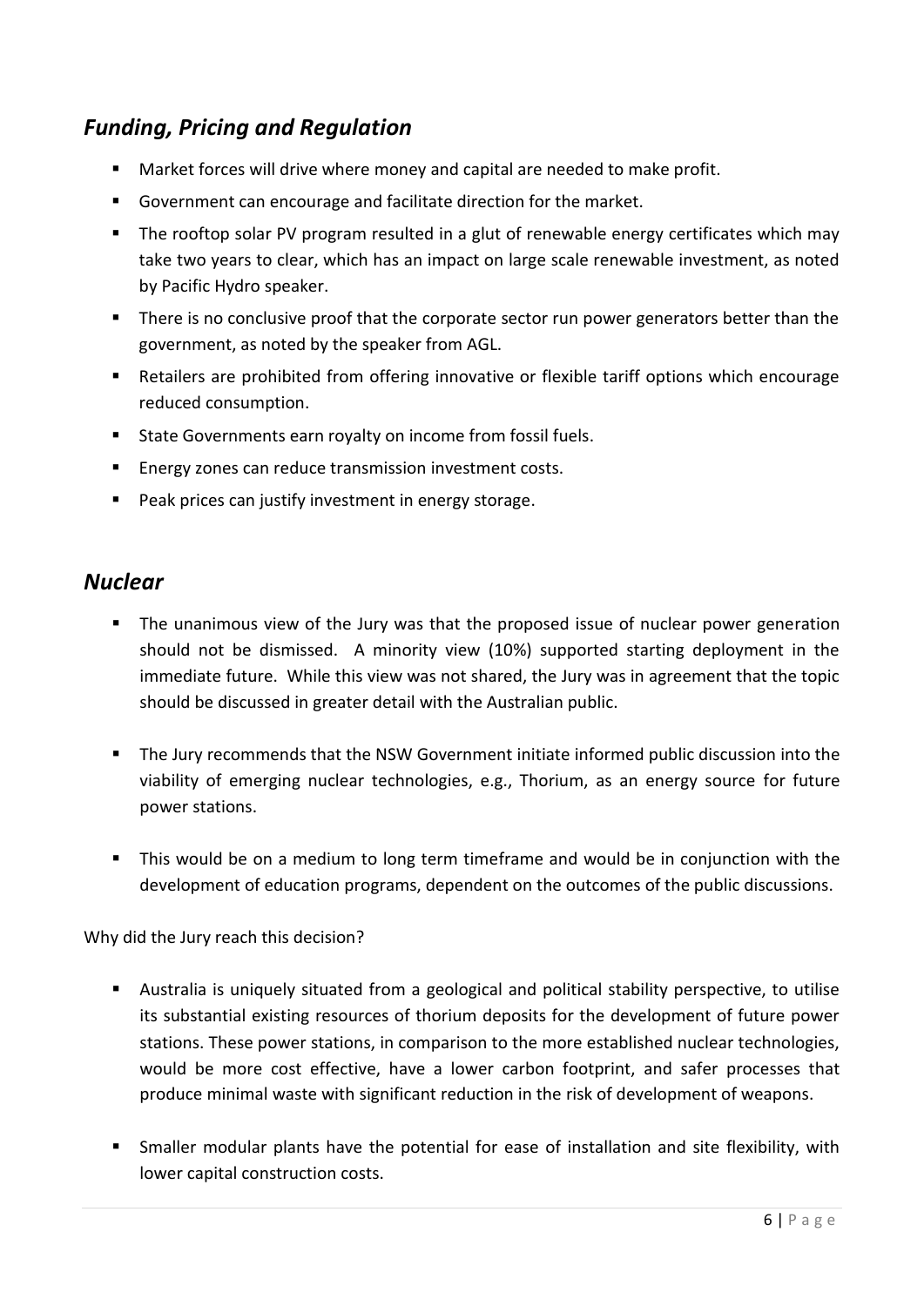## *Funding, Pricing and Regulation*

- Market forces will drive where money and capital are needed to make profit.
- Government can encourage and facilitate direction for the market.
- The rooftop solar PV program resulted in a glut of renewable energy certificates which may take two years to clear, which has an impact on large scale renewable investment, as noted by Pacific Hydro speaker.
- There is no conclusive proof that the corporate sector run power generators better than the government, as noted by the speaker from AGL.
- Retailers are prohibited from offering innovative or flexible tariff options which encourage reduced consumption.
- State Governments earn royalty on income from fossil fuels.
- Energy zones can reduce transmission investment costs.
- Peak prices can justify investment in energy storage.

## *Nuclear*

- The unanimous view of the Jury was that the proposed issue of nuclear power generation should not be dismissed. A minority view (10%) supported starting deployment in the immediate future. While this view was not shared, the Jury was in agreement that the topic should be discussed in greater detail with the Australian public.

- The Jury recommends that the NSW Government initiate informed public discussion into the viability of emerging nuclear technologies, e.g., Thorium, as an energy source for future power stations.

- This would be on a medium to long term timeframe and would be in conjunction with the development of education programs, dependent on the outcomes of the public discussions.

Why did the Jury reach this decision?

- Australia is uniquely situated from a geological and political stability perspective, to utilise its substantial existing resources of thorium deposits for the development of future power stations. These power stations, in comparison to the more established nuclear technologies, would be more cost effective, have a lower carbon footprint, and safer processes that produce minimal waste with significant reduction in the risk of development of weapons.

- Smaller modular plants have the potential for ease of installation and site flexibility, with lower capital construction costs.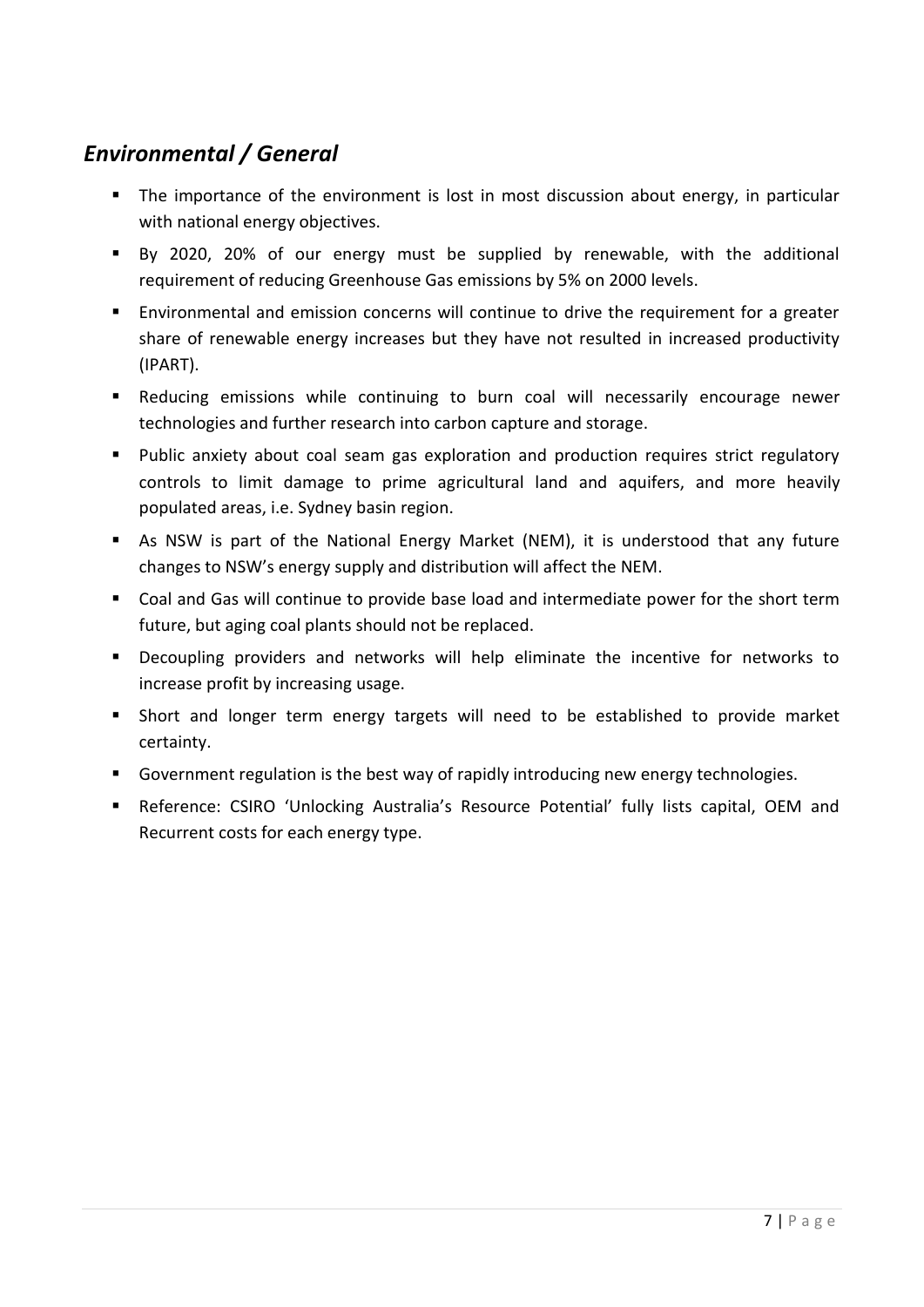## *Environmental / General*

- The importance of the environment is lost in most discussion about energy, in particular with national energy objectives.
- By 2020, 20% of our energy must be supplied by renewable, with the additional requirement of reducing Greenhouse Gas emissions by 5% on 2000 levels.
- Environmental and emission concerns will continue to drive the requirement for a greater share of renewable energy increases but they have not resulted in increased productivity (IPART).
- Reducing emissions while continuing to burn coal will necessarily encourage newer technologies and further research into carbon capture and storage.
- Public anxiety about coal seam gas exploration and production requires strict regulatory controls to limit damage to prime agricultural land and aquifers, and more heavily populated areas, i.e. Sydney basin region.
- As NSW is part of the National Energy Market (NEM), it is understood that any future changes to NSW's energy supply and distribution will affect the NEM.
- Coal and Gas will continue to provide base load and intermediate power for the short term future, but aging coal plants should not be replaced.
- Decoupling providers and networks will help eliminate the incentive for networks to increase profit by increasing usage.
- Short and longer term energy targets will need to be established to provide market certainty.
- Government regulation is the best way of rapidly introducing new energy technologies.
- Reference: CSIRO 'Unlocking Australia's Resource Potential' fully lists capital, OEM and Recurrent costs for each energy type.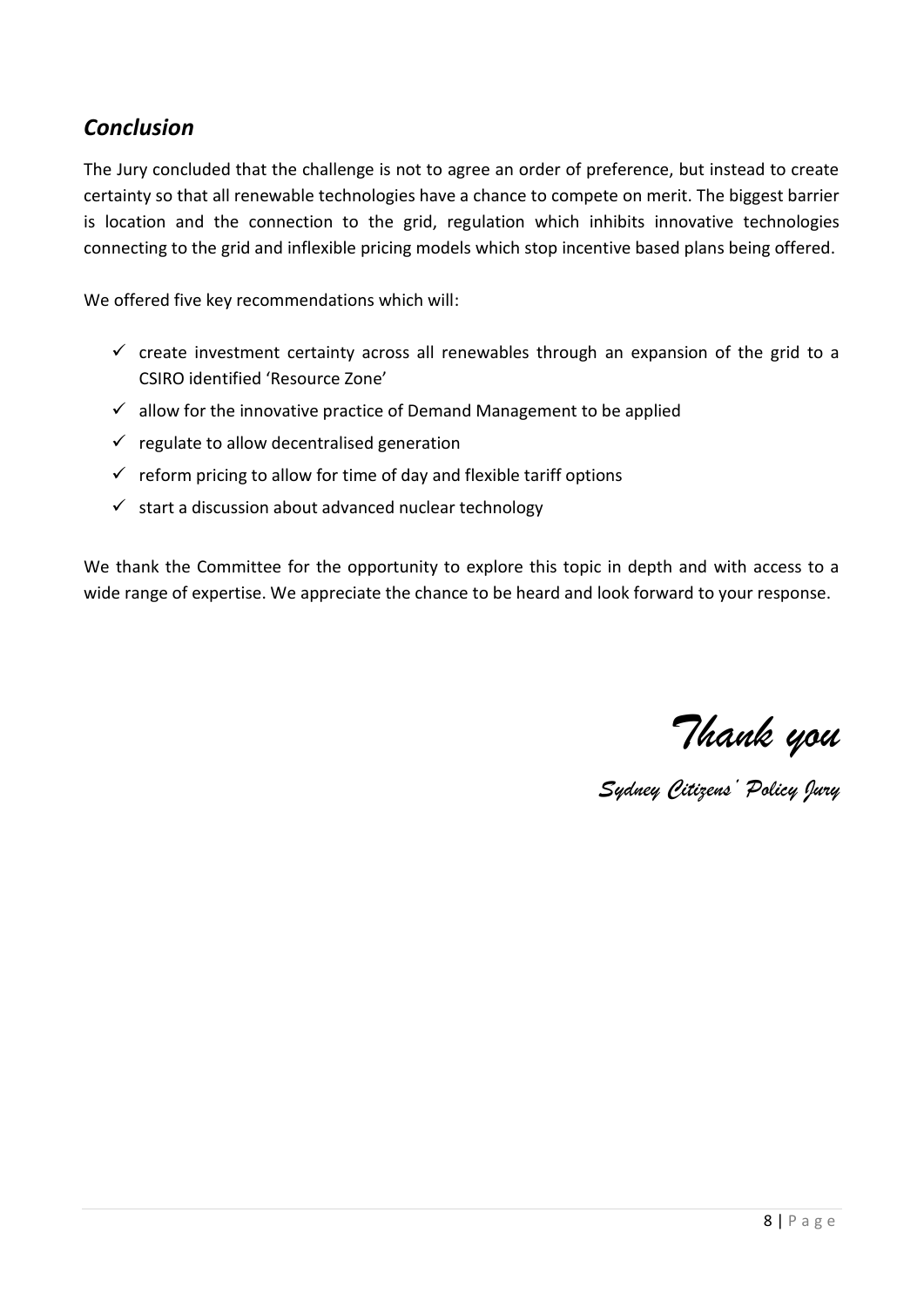## *Conclusion*

The Jury concluded that the challenge is not to agree an order of preference, but instead to create certainty so that all renewable technologies have a chance to compete on merit. The biggest barrier is location and the connection to the grid, regulation which inhibits innovative technologies connecting to the grid and inflexible pricing models which stop incentive based plans being offered.

We offered five key recommendations which will:

- ✓ create investment certainty across all renewables through an expansion of the grid to a CSIRO identified 'Resource Zone'
- ✓ allow for the innovative practice of Demand Management to be applied
- ✓ regulate to allow decentralised generation
- ✓ reform pricing to allow for time of day and flexible tariff options
- ✓ start a discussion about advanced nuclear technology

We thank the Committee for the opportunity to explore this topic in depth and with access to a wide range of expertise. We appreciate the chance to be heard and look forward to your response.

*Thank you*

*Sydney Citizens' Policy Jury*